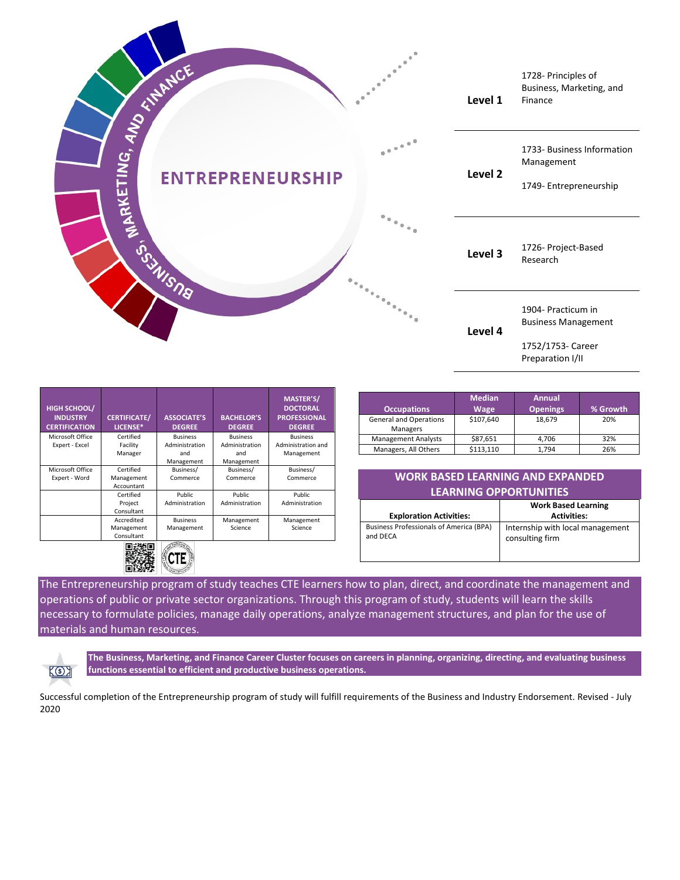# ENTREPRENEURSHIP

BUSINESS, MARKETING, AND FINANCE

| Level | Courses |
|---|---|
| **Level 1** | 1728- Principles of Business, Marketing, and Finance |
| **Level 2** | 1733- Business Information Management<br>1749- Entrepreneurship |
| **Level 3** | 1726- Project-Based Research |
| **Level 4** | 1904- Practicum in Business Management<br>1752/1753- Career Preparation I/II |

| HIGH SCHOOL/ INDUSTRY CERTIFICATION | CERTIFICATE/ LICENSE* | ASSOCIATE'S DEGREE | BACHELOR'S DEGREE | MASTER'S/ DOCTORAL PROFESSIONAL DEGREE |
|---|---|---|---|---|
| Microsoft Office Expert - Excel | Certified Facility Manager | Business Administration and Management | Business Administration and Management | Business Administration and Management |
| Microsoft Office Expert - Word | Certified Management Accountant | Business/ Commerce | Business/ Commerce | Business/ Commerce |
| | Certified Project Consultant | Public Administration | Public Administration | Public Administration |
| | Accredited Management Consultant | Business Management | Management Science | Management Science |

| Occupations | Median Wage | Annual Openings | % Growth |
|---|---|---|---|
| General and Operations Managers | $107,640 | 18,679 | 20% |
| Management Analysts | $87,651 | 4,706 | 32% |
| Managers, All Others | $113,110 | 1,794 | 26% |

## WORK BASED LEARNING AND EXPANDED LEARNING OPPORTUNITIES

| Exploration Activities: | Work Based Learning Activities: |
|---|---|
| Business Professionals of America (BPA) and DECA | Internship with local management consulting firm |

The Entrepreneurship program of study teaches CTE learners how to plan, direct, and coordinate the management and operations of public or private sector organizations. Through this program of study, students will learn the skills necessary to formulate policies, manage daily operations, analyze management structures, and plan for the use of materials and human resources.

**The Business, Marketing, and Finance Career Cluster focuses on careers in planning, organizing, directing, and evaluating business functions essential to efficient and productive business operations.**

Successful completion of the Entrepreneurship program of study will fulfill requirements of the Business and Industry Endorsement. Revised - July 2020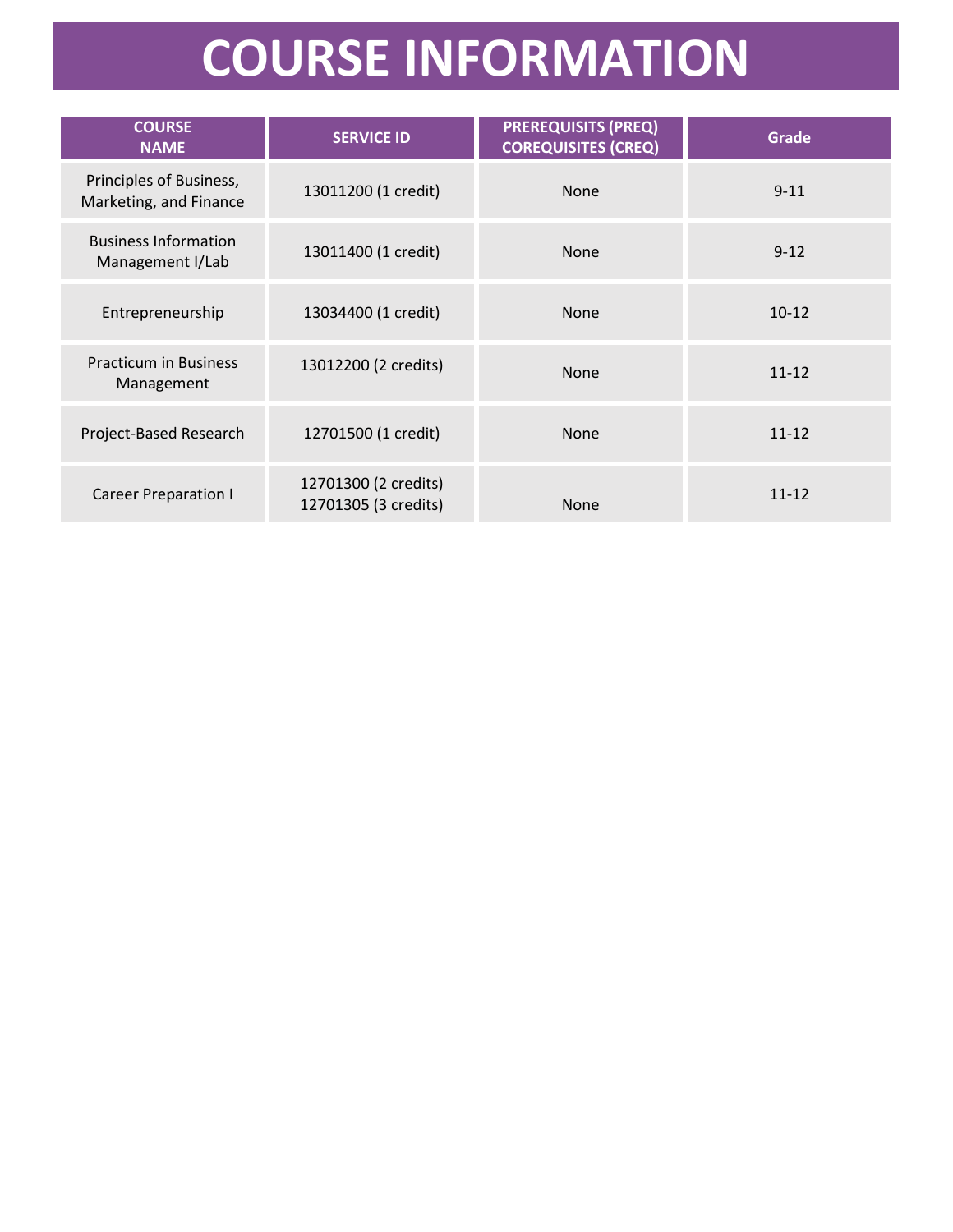# COURSE INFORMATION

| COURSE NAME | SERVICE ID | PREREQUISITS (PREQ) COREQUISITES (CREQ) | Grade |
|---|---|---|---|
| Principles of Business, Marketing, and Finance | 13011200 (1 credit) | None | 9-11 |
| Business Information Management I/Lab | 13011400 (1 credit) | None | 9-12 |
| Entrepreneurship | 13034400 (1 credit) | None | 10-12 |
| Practicum in Business Management | 13012200 (2 credits) | None | 11-12 |
| Project-Based Research | 12701500 (1 credit) | None | 11-12 |
| Career Preparation I | 12701300 (2 credits) 12701305 (3 credits) | None | 11-12 |